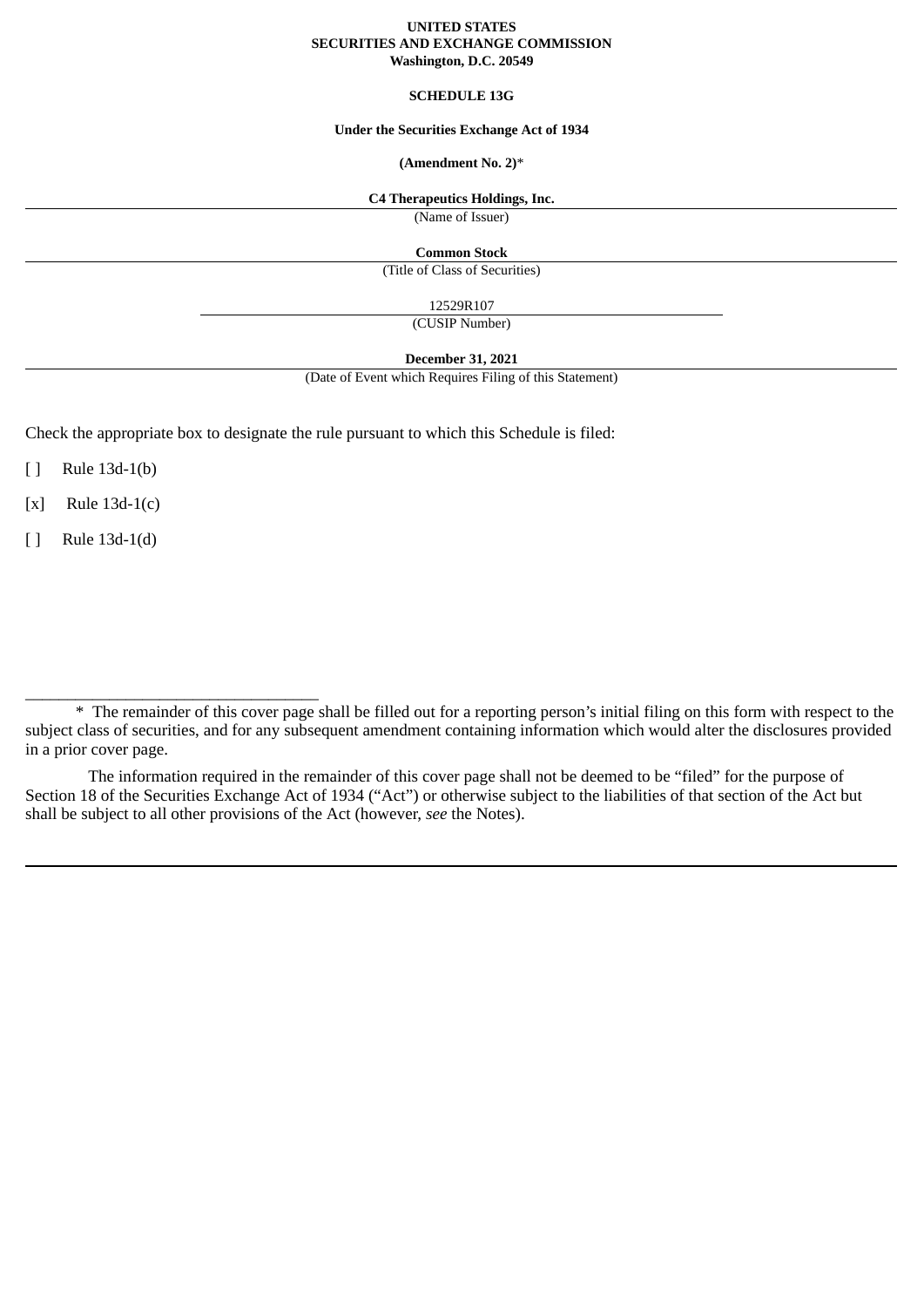**UNITED STATES**
**SECURITIES AND EXCHANGE COMMISSION**
**Washington, D.C. 20549**

**SCHEDULE 13G**

**Under the Securities Exchange Act of 1934**

**(Amendment No. 2)***

**C4 Therapeutics Holdings, Inc.**

(Name of Issuer)

**Common Stock**

(Title of Class of Securities)

12529R107

(CUSIP Number)

**December 31, 2021**

(Date of Event which Requires Filing of this Statement)

Check the appropriate box to designate the rule pursuant to which this Schedule is filed:

[ ] Rule 13d-1(b)

[x] Rule 13d-1(c)

[ ] Rule 13d-1(d)

___________________________________

* The remainder of this cover page shall be filled out for a reporting person's initial filing on this form with respect to the subject class of securities, and for any subsequent amendment containing information which would alter the disclosures provided in a prior cover page.

The information required in the remainder of this cover page shall not be deemed to be "filed" for the purpose of Section 18 of the Securities Exchange Act of 1934 ("Act") or otherwise subject to the liabilities of that section of the Act but shall be subject to all other provisions of the Act (however, *see* the Notes).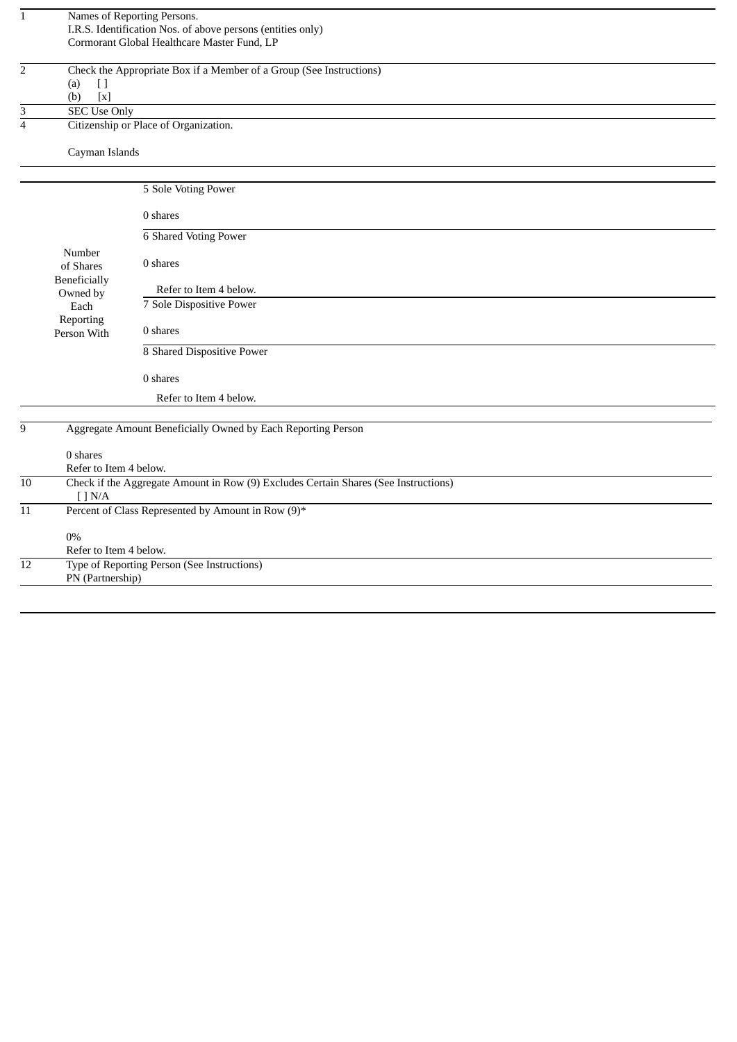| | |
|---|---|
| 1 | Names of Reporting Persons.<br>I.R.S. Identification Nos. of above persons (entities only)<br>Cormorant Global Healthcare Master Fund, LP |
| 2 | Check the Appropriate Box if a Member of a Group (See Instructions)<br>(a) [ ]<br>(b) [x] |
| 3 | SEC Use Only |
| 4 | Citizenship or Place of Organization.<br><br>Cayman Islands |

| | |
|---|---|
| Number of Shares Beneficially Owned by Each Reporting Person With | 5 Sole Voting Power<br><br>0 shares |
| | 6 Shared Voting Power<br><br>0 shares<br><br>Refer to Item 4 below. |
| | 7 Sole Dispositive Power<br><br>0 shares |
| | 8 Shared Dispositive Power<br><br>0 shares<br><br>Refer to Item 4 below. |

| | |
|---|---|
| 9 | Aggregate Amount Beneficially Owned by Each Reporting Person<br><br>0 shares<br>Refer to Item 4 below. |
| 10 | Check if the Aggregate Amount in Row (9) Excludes Certain Shares (See Instructions)<br>[ ] N/A |
| 11 | Percent of Class Represented by Amount in Row (9)*<br><br>0%<br>Refer to Item 4 below. |
| 12 | Type of Reporting Person (See Instructions)<br>PN (Partnership) |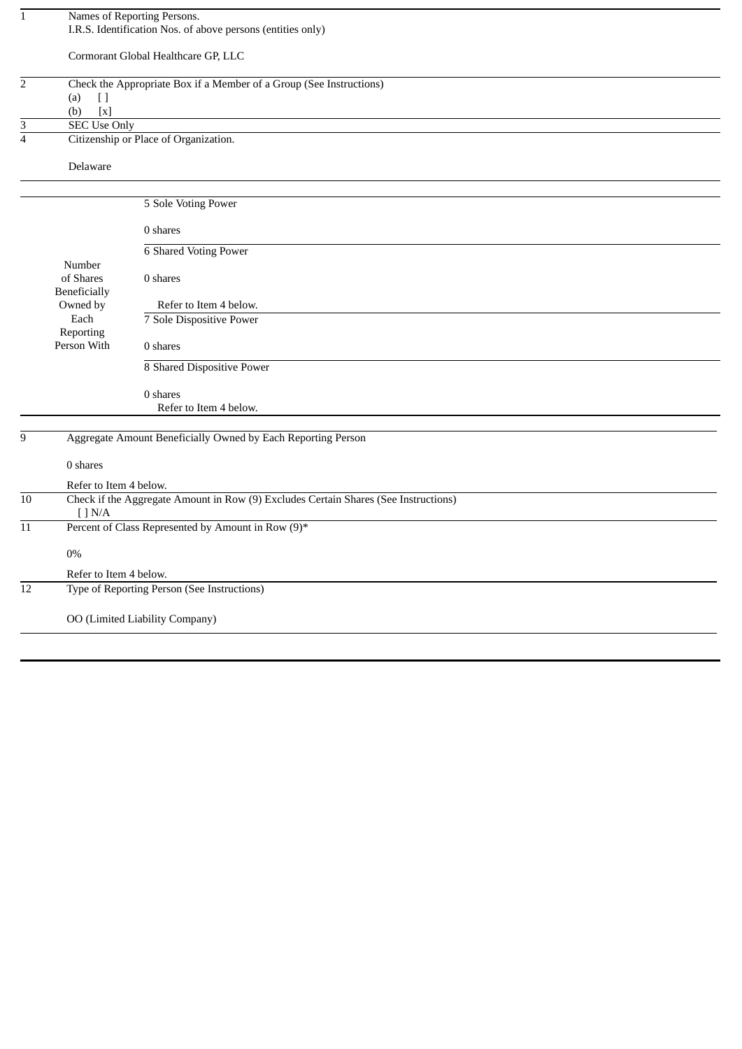| | | |
|---|---|---|
| 1 | Names of Reporting Persons.<br>I.R.S. Identification Nos. of above persons (entities only)<br><br>Cormorant Global Healthcare GP, LLC | |
| 2 | Check the Appropriate Box if a Member of a Group (See Instructions)<br>(a) [ ]<br>(b) [x] | |
| 3 | SEC Use Only | |
| 4 | Citizenship or Place of Organization.<br><br>Delaware | |

| | |
|---|---|
| Number of Shares Beneficially Owned by Each Reporting Person With | 5 Sole Voting Power<br><br>0 shares |
| | 6 Shared Voting Power<br><br>0 shares<br><br>Refer to Item 4 below. |
| | 7 Sole Dispositive Power<br><br>0 shares |
| | 8 Shared Dispositive Power<br><br>0 shares<br>Refer to Item 4 below. |

| | |
|---|---|
| 9 | Aggregate Amount Beneficially Owned by Each Reporting Person<br><br>0 shares<br><br>Refer to Item 4 below. |
| 10 | Check if the Aggregate Amount in Row (9) Excludes Certain Shares (See Instructions)<br>[ ] N/A |
| 11 | Percent of Class Represented by Amount in Row (9)*<br><br>0%<br><br>Refer to Item 4 below. |
| 12 | Type of Reporting Person (See Instructions)<br><br>OO (Limited Liability Company) |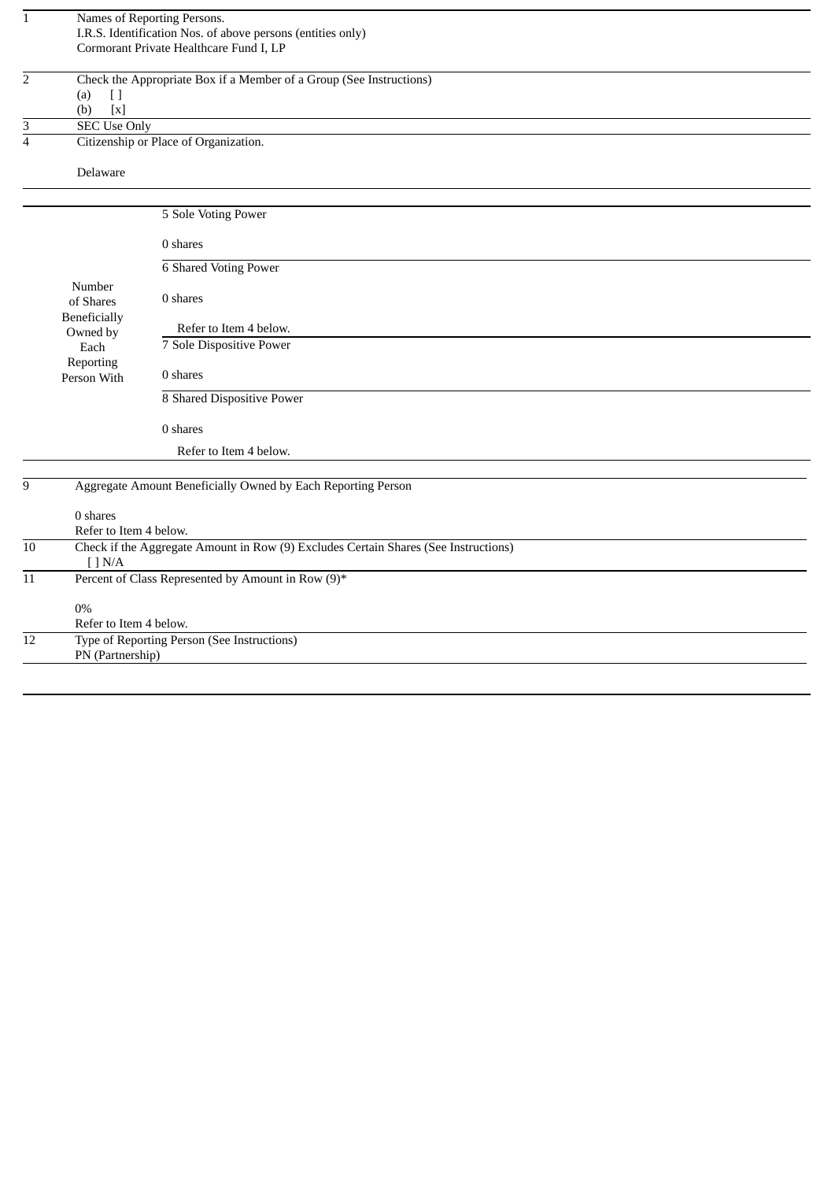| | | | |
|---|---|---|---|
| 1 | Names of Reporting Persons.<br>I.R.S. Identification Nos. of above persons (entities only)<br>Cormorant Private Healthcare Fund I, LP | | |
| 2 | Check the Appropriate Box if a Member of a Group (See Instructions)<br>(a) [ ]<br>(b) [x] | | |
| 3 | SEC Use Only | | |
| 4 | Citizenship or Place of Organization.<br><br>Delaware | | |
| Number of Shares Beneficially Owned by Each Reporting Person With | | 5 Sole Voting Power<br><br>0 shares | |
| | | 6 Shared Voting Power<br><br>0 shares<br><br>Refer to Item 4 below. | |
| | | 7 Sole Dispositive Power<br><br>0 shares | |
| | | 8 Shared Dispositive Power<br><br>0 shares<br><br>Refer to Item 4 below. | |
| 9 | Aggregate Amount Beneficially Owned by Each Reporting Person<br><br>0 shares<br>Refer to Item 4 below. | | |
| 10 | Check if the Aggregate Amount in Row (9) Excludes Certain Shares (See Instructions)<br>[ ] N/A | | |
| 11 | Percent of Class Represented by Amount in Row (9)*<br><br>0%<br>Refer to Item 4 below. | | |
| 12 | Type of Reporting Person (See Instructions)<br>PN (Partnership) | | |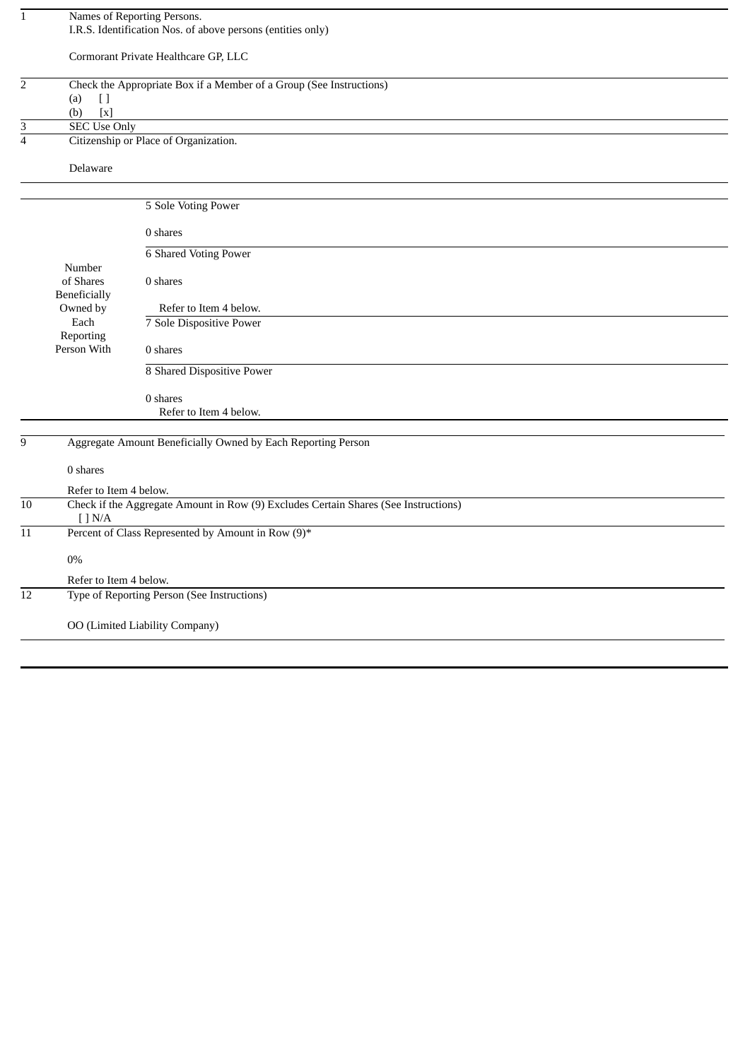| | | |
|---|---|---|
| 1 | Names of Reporting Persons.<br>I.R.S. Identification Nos. of above persons (entities only)<br><br>Cormorant Private Healthcare GP, LLC | |
| 2 | Check the Appropriate Box if a Member of a Group (See Instructions)<br>(a) [ ]<br>(b) [x] | |
| 3 | SEC Use Only | |
| 4 | Citizenship or Place of Organization.<br><br>Delaware | |
| Number of Shares Beneficially Owned by Each Reporting Person With | 5 Sole Voting Power<br><br>0 shares | |
| | 6 Shared Voting Power<br><br>0 shares<br><br>Refer to Item 4 below. | |
| | 7 Sole Dispositive Power<br><br>0 shares | |
| | 8 Shared Dispositive Power<br><br>0 shares<br>Refer to Item 4 below. | |
| 9 | Aggregate Amount Beneficially Owned by Each Reporting Person<br><br>0 shares<br><br>Refer to Item 4 below. | |
| 10 | Check if the Aggregate Amount in Row (9) Excludes Certain Shares (See Instructions)<br>[ ] N/A | |
| 11 | Percent of Class Represented by Amount in Row (9)*<br><br>0%<br><br>Refer to Item 4 below. | |
| 12 | Type of Reporting Person (See Instructions)<br><br>OO (Limited Liability Company) | |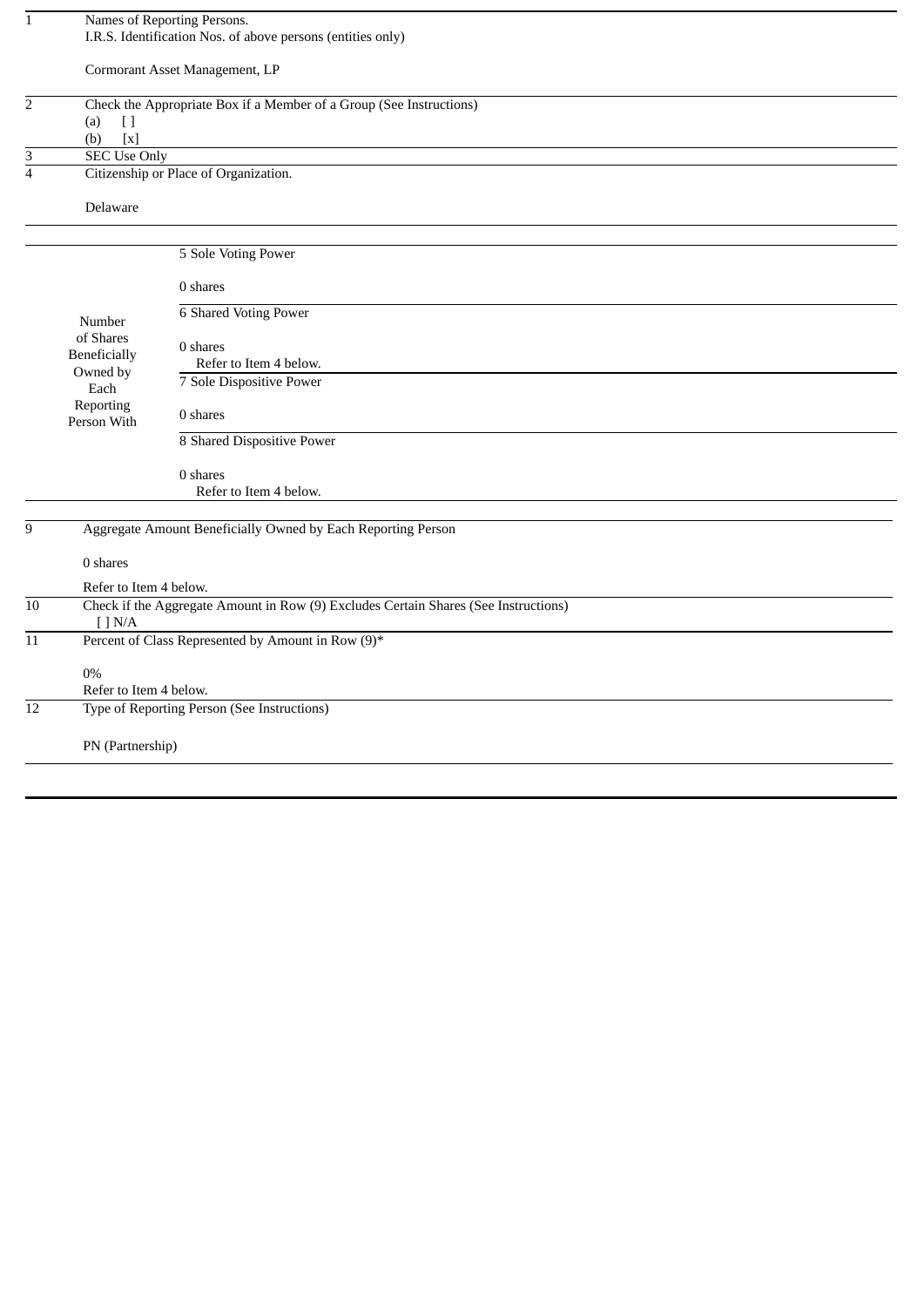| | |
|---|---|
| 1 | Names of Reporting Persons.<br>I.R.S. Identification Nos. of above persons (entities only)<br><br>Cormorant Asset Management, LP |
| 2 | Check the Appropriate Box if a Member of a Group (See Instructions)<br>(a) [ ]<br>(b) [x] |
| 3 | SEC Use Only |
| 4 | Citizenship or Place of Organization.<br><br>Delaware |

| | | |
|---|---|---|
| Number of Shares Beneficially Owned by Each Reporting Person With | 5 | Sole Voting Power<br><br>0 shares |
| | 6 | Shared Voting Power<br><br>0 shares<br>Refer to Item 4 below. |
| | 7 | Sole Dispositive Power<br><br>0 shares |
| | 8 | Shared Dispositive Power<br><br>0 shares<br>Refer to Item 4 below. |

| | |
|---|---|
| 9 | Aggregate Amount Beneficially Owned by Each Reporting Person<br><br>0 shares<br><br>Refer to Item 4 below. |
| 10 | Check if the Aggregate Amount in Row (9) Excludes Certain Shares (See Instructions)<br>[ ] N/A |
| 11 | Percent of Class Represented by Amount in Row (9)*<br><br>0%<br>Refer to Item 4 below. |
| 12 | Type of Reporting Person (See Instructions)<br><br>PN (Partnership) |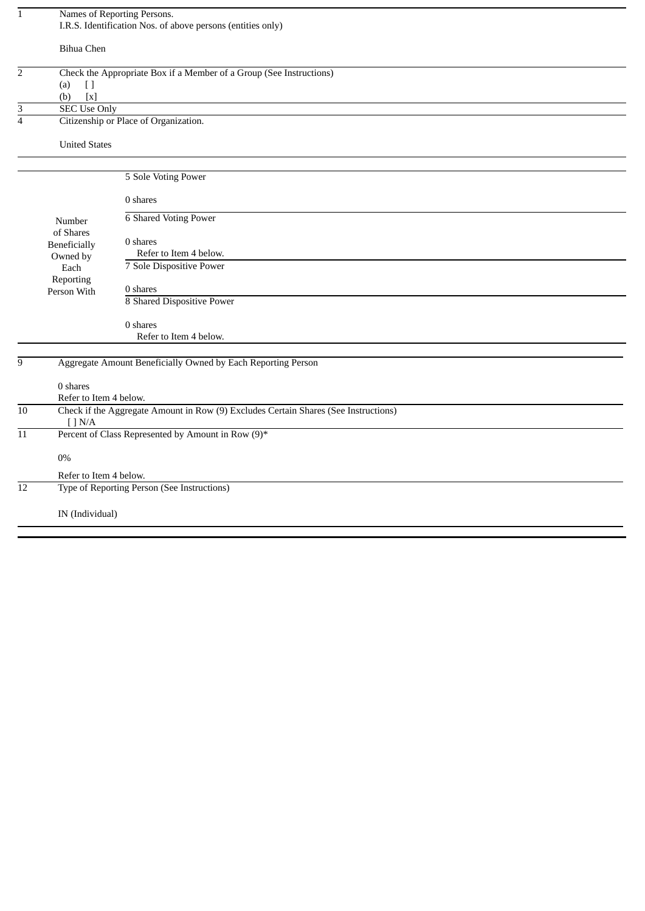| | | |
|---|---|---|
| 1 | Names of Reporting Persons.<br>I.R.S. Identification Nos. of above persons (entities only)<br><br>Bihua Chen | |
| 2 | Check the Appropriate Box if a Member of a Group (See Instructions)<br>(a) [ ]<br>(b) [x] | |
| 3 | SEC Use Only | |
| 4 | Citizenship or Place of Organization.<br><br>United States | |

| | | |
|---|---|---|
| Number of Shares Beneficially Owned by Each Reporting Person With | 5 | Sole Voting Power<br><br>0 shares |
| | 6 | Shared Voting Power<br><br>0 shares<br>Refer to Item 4 below. |
| | 7 | Sole Dispositive Power<br><br>0 shares |
| | 8 | Shared Dispositive Power<br><br>0 shares<br>Refer to Item 4 below. |

| | | |
|---|---|---|
| 9 | Aggregate Amount Beneficially Owned by Each Reporting Person<br><br>0 shares<br>Refer to Item 4 below. | |
| 10 | Check if the Aggregate Amount in Row (9) Excludes Certain Shares (See Instructions)<br>[ ] N/A | |
| 11 | Percent of Class Represented by Amount in Row (9)*<br><br>0%<br><br>Refer to Item 4 below. | |
| 12 | Type of Reporting Person (See Instructions)<br><br>IN (Individual) | |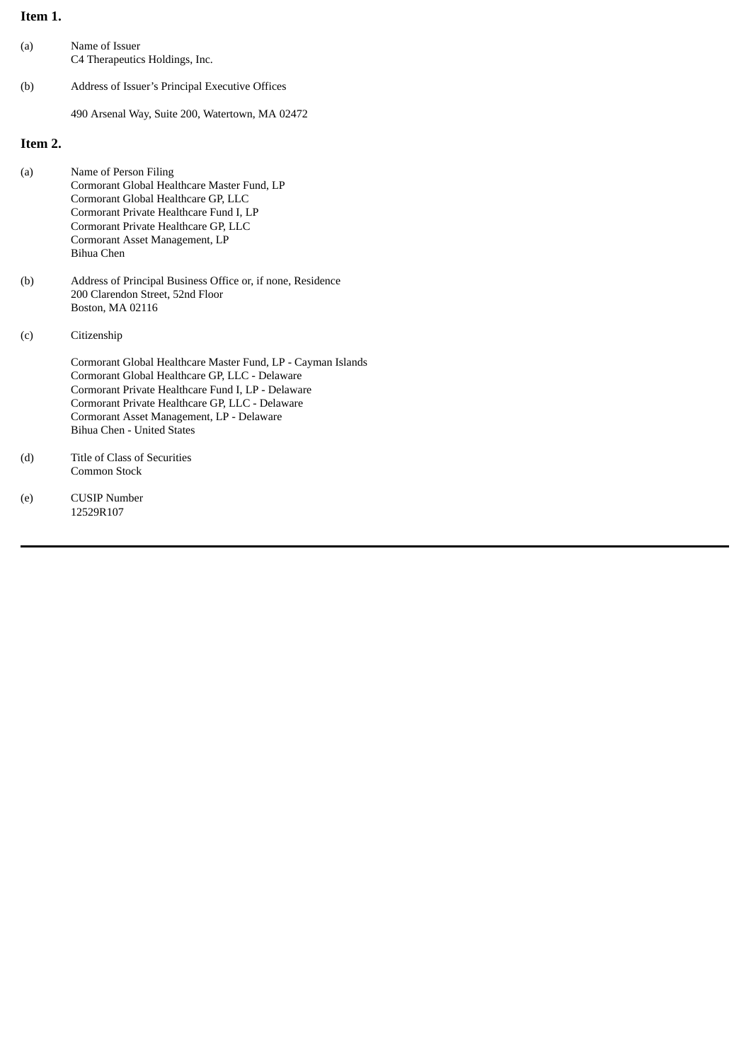**Item 1.**

(a) Name of Issuer
C4 Therapeutics Holdings, Inc.

(b) Address of Issuer's Principal Executive Offices

490 Arsenal Way, Suite 200, Watertown, MA 02472

**Item 2.**

(a) Name of Person Filing
Cormorant Global Healthcare Master Fund, LP
Cormorant Global Healthcare GP, LLC
Cormorant Private Healthcare Fund I, LP
Cormorant Private Healthcare GP, LLC
Cormorant Asset Management, LP
Bihua Chen

(b) Address of Principal Business Office or, if none, Residence
200 Clarendon Street, 52nd Floor
Boston, MA 02116

(c) Citizenship

Cormorant Global Healthcare Master Fund, LP - Cayman Islands
Cormorant Global Healthcare GP, LLC - Delaware
Cormorant Private Healthcare Fund I, LP - Delaware
Cormorant Private Healthcare GP, LLC - Delaware
Cormorant Asset Management, LP - Delaware
Bihua Chen - United States

(d) Title of Class of Securities
Common Stock

(e) CUSIP Number
12529R107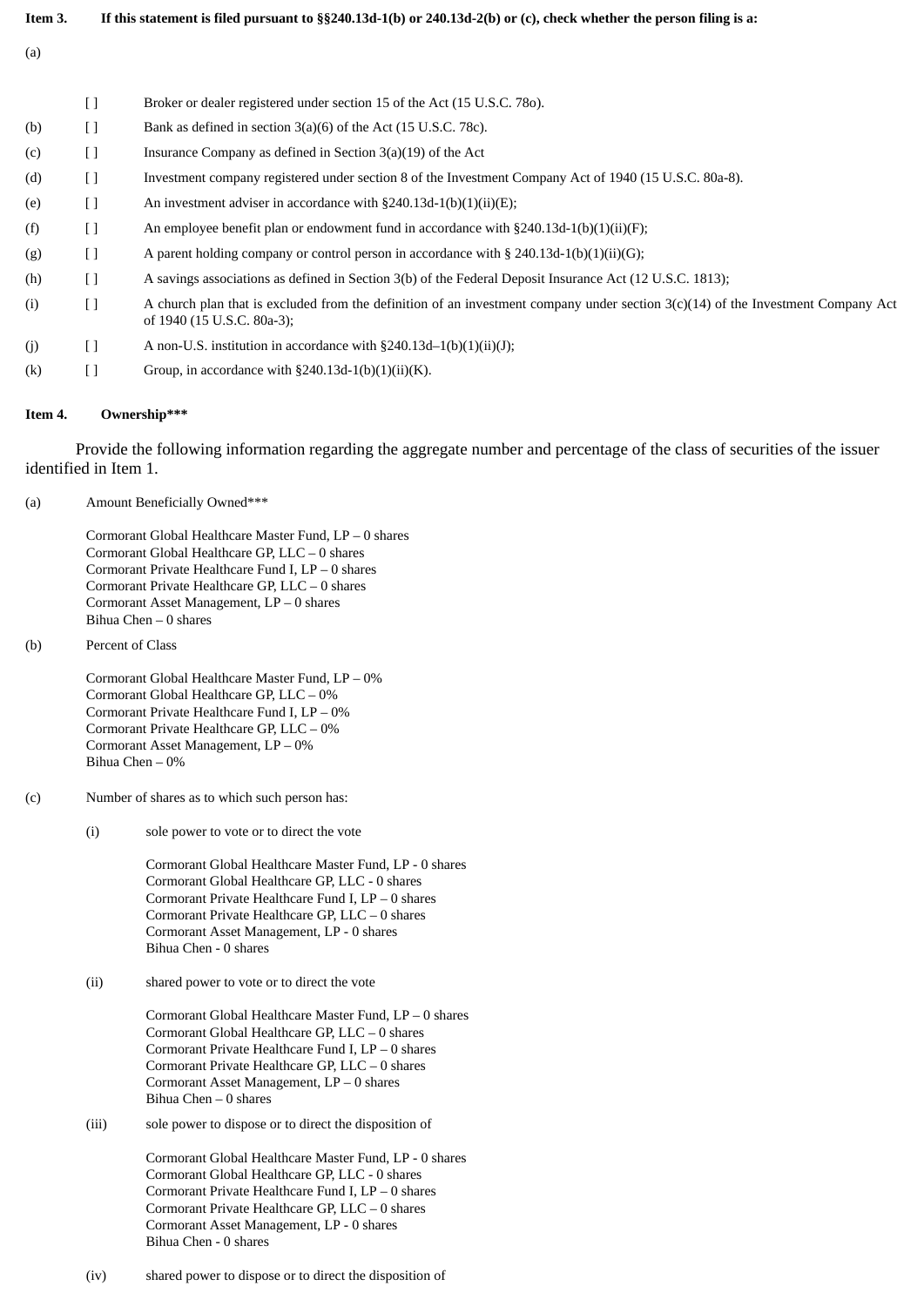**Item 3. If this statement is filed pursuant to §§240.13d-1(b) or 240.13d-2(b) or (c), check whether the person filing is a:**

(a) [ ] Broker or dealer registered under section 15 of the Act (15 U.S.C. 78o).

(b) [ ] Bank as defined in section 3(a)(6) of the Act (15 U.S.C. 78c).

(c) [ ] Insurance Company as defined in Section 3(a)(19) of the Act

(d) [ ] Investment company registered under section 8 of the Investment Company Act of 1940 (15 U.S.C. 80a-8).

(e) [ ] An investment adviser in accordance with §240.13d-1(b)(1)(ii)(E);

(f) [ ] An employee benefit plan or endowment fund in accordance with §240.13d-1(b)(1)(ii)(F);

(g) [ ] A parent holding company or control person in accordance with § 240.13d-1(b)(1)(ii)(G);

(h) [ ] A savings associations as defined in Section 3(b) of the Federal Deposit Insurance Act (12 U.S.C. 1813);

(i) [ ] A church plan that is excluded from the definition of an investment company under section 3(c)(14) of the Investment Company Act of 1940 (15 U.S.C. 80a-3);

(j) [ ] A non-U.S. institution in accordance with §240.13d–1(b)(1)(ii)(J);

(k) [ ] Group, in accordance with §240.13d-1(b)(1)(ii)(K).

**Item 4. Ownership*****

Provide the following information regarding the aggregate number and percentage of the class of securities of the issuer identified in Item 1.

(a) Amount Beneficially Owned***

Cormorant Global Healthcare Master Fund, LP – 0 shares
Cormorant Global Healthcare GP, LLC – 0 shares
Cormorant Private Healthcare Fund I, LP – 0 shares
Cormorant Private Healthcare GP, LLC – 0 shares
Cormorant Asset Management, LP – 0 shares
Bihua Chen – 0 shares

(b) Percent of Class

Cormorant Global Healthcare Master Fund, LP – 0%
Cormorant Global Healthcare GP, LLC – 0%
Cormorant Private Healthcare Fund I, LP – 0%
Cormorant Private Healthcare GP, LLC – 0%
Cormorant Asset Management, LP – 0%
Bihua Chen – 0%

(c) Number of shares as to which such person has:

(i) sole power to vote or to direct the vote

Cormorant Global Healthcare Master Fund, LP - 0 shares
Cormorant Global Healthcare GP, LLC - 0 shares
Cormorant Private Healthcare Fund I, LP – 0 shares
Cormorant Private Healthcare GP, LLC – 0 shares
Cormorant Asset Management, LP - 0 shares
Bihua Chen - 0 shares

(ii) shared power to vote or to direct the vote

Cormorant Global Healthcare Master Fund, LP – 0 shares
Cormorant Global Healthcare GP, LLC – 0 shares
Cormorant Private Healthcare Fund I, LP – 0 shares
Cormorant Private Healthcare GP, LLC – 0 shares
Cormorant Asset Management, LP – 0 shares
Bihua Chen – 0 shares

(iii) sole power to dispose or to direct the disposition of

Cormorant Global Healthcare Master Fund, LP - 0 shares
Cormorant Global Healthcare GP, LLC - 0 shares
Cormorant Private Healthcare Fund I, LP – 0 shares
Cormorant Private Healthcare GP, LLC – 0 shares
Cormorant Asset Management, LP - 0 shares
Bihua Chen - 0 shares

(iv) shared power to dispose or to direct the disposition of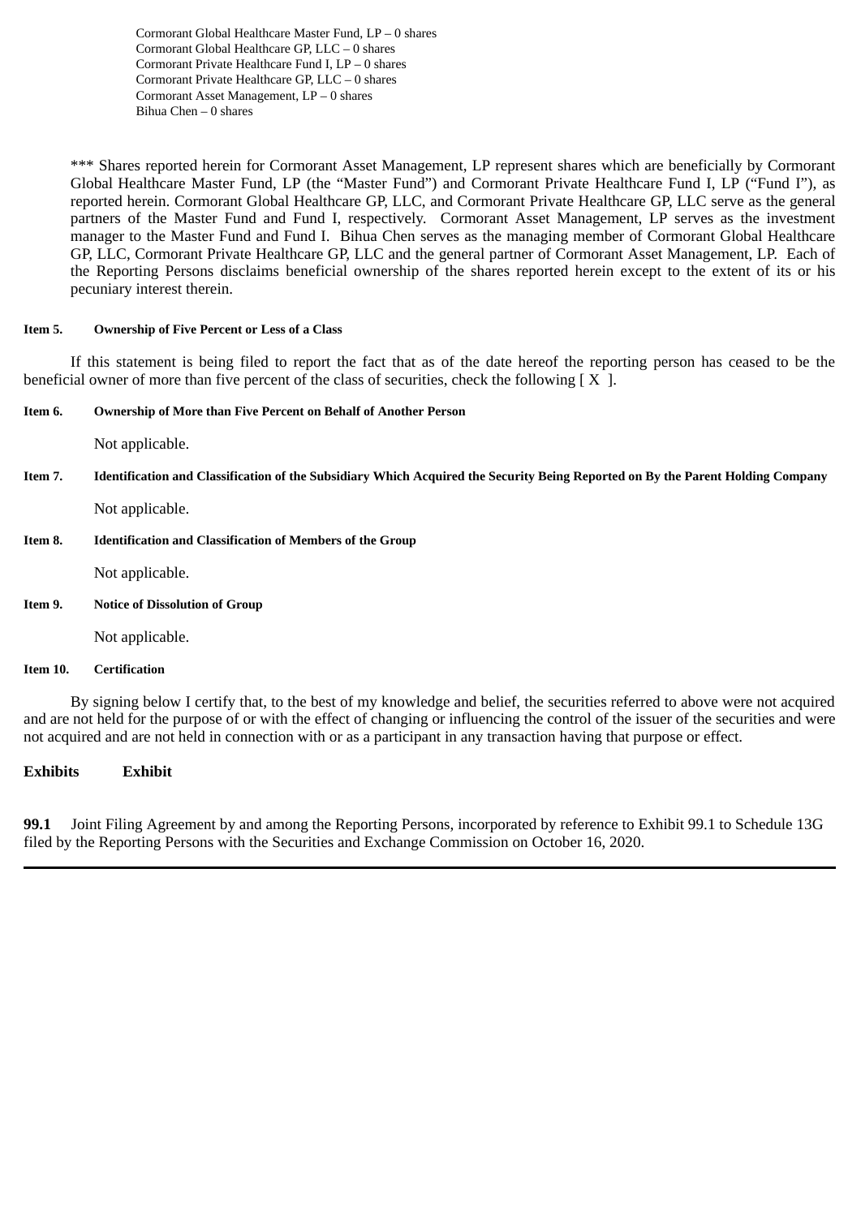Cormorant Global Healthcare Master Fund, LP – 0 shares
Cormorant Global Healthcare GP, LLC – 0 shares
Cormorant Private Healthcare Fund I, LP – 0 shares
Cormorant Private Healthcare GP, LLC – 0 shares
Cormorant Asset Management, LP – 0 shares
Bihua Chen – 0 shares

*** Shares reported herein for Cormorant Asset Management, LP represent shares which are beneficially by Cormorant Global Healthcare Master Fund, LP (the "Master Fund") and Cormorant Private Healthcare Fund I, LP ("Fund I"), as reported herein. Cormorant Global Healthcare GP, LLC, and Cormorant Private Healthcare GP, LLC serve as the general partners of the Master Fund and Fund I, respectively. Cormorant Asset Management, LP serves as the investment manager to the Master Fund and Fund I. Bihua Chen serves as the managing member of Cormorant Global Healthcare GP, LLC, Cormorant Private Healthcare GP, LLC and the general partner of Cormorant Asset Management, LP. Each of the Reporting Persons disclaims beneficial ownership of the shares reported herein except to the extent of its or his pecuniary interest therein.

**Item 5. Ownership of Five Percent or Less of a Class**

If this statement is being filed to report the fact that as of the date hereof the reporting person has ceased to be the beneficial owner of more than five percent of the class of securities, check the following [ X ].

**Item 6. Ownership of More than Five Percent on Behalf of Another Person**

Not applicable.

**Item 7. Identification and Classification of the Subsidiary Which Acquired the Security Being Reported on By the Parent Holding Company**

Not applicable.

**Item 8. Identification and Classification of Members of the Group**

Not applicable.

**Item 9. Notice of Dissolution of Group**

Not applicable.

**Item 10. Certification**

By signing below I certify that, to the best of my knowledge and belief, the securities referred to above were not acquired and are not held for the purpose of or with the effect of changing or influencing the control of the issuer of the securities and were not acquired and are not held in connection with or as a participant in any transaction having that purpose or effect.

**Exhibits Exhibit**

**99.1** Joint Filing Agreement by and among the Reporting Persons, incorporated by reference to Exhibit 99.1 to Schedule 13G filed by the Reporting Persons with the Securities and Exchange Commission on October 16, 2020.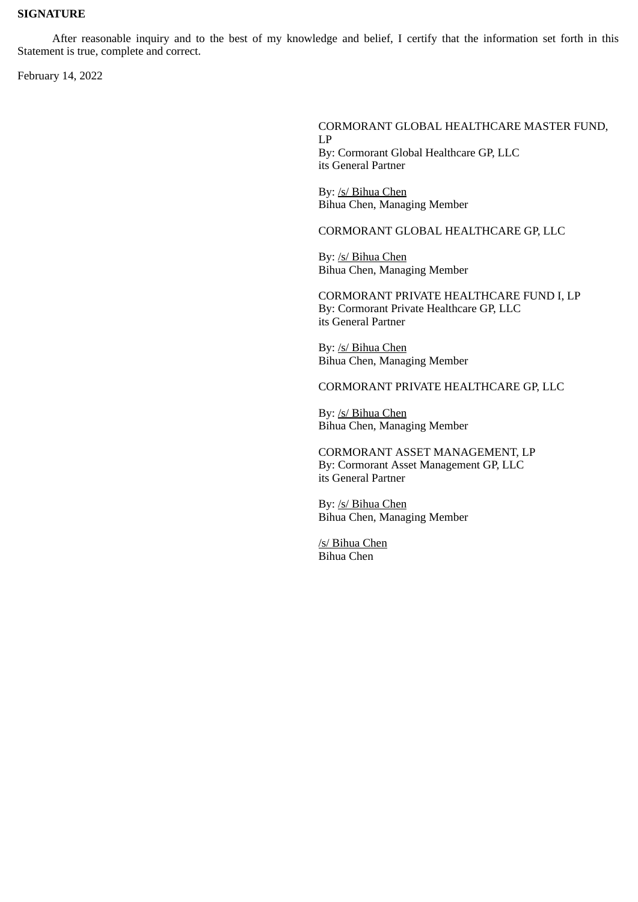**SIGNATURE**

After reasonable inquiry and to the best of my knowledge and belief, I certify that the information set forth in this Statement is true, complete and correct.

February 14, 2022

CORMORANT GLOBAL HEALTHCARE MASTER FUND, LP
By: Cormorant Global Healthcare GP, LLC
its General Partner

By: /s/ Bihua Chen
Bihua Chen, Managing Member

CORMORANT GLOBAL HEALTHCARE GP, LLC

By: /s/ Bihua Chen
Bihua Chen, Managing Member

CORMORANT PRIVATE HEALTHCARE FUND I, LP
By: Cormorant Private Healthcare GP, LLC
its General Partner

By: /s/ Bihua Chen
Bihua Chen, Managing Member

CORMORANT PRIVATE HEALTHCARE GP, LLC

By: /s/ Bihua Chen
Bihua Chen, Managing Member

CORMORANT ASSET MANAGEMENT, LP
By: Cormorant Asset Management GP, LLC
its General Partner

By: /s/ Bihua Chen
Bihua Chen, Managing Member

/s/ Bihua Chen
Bihua Chen